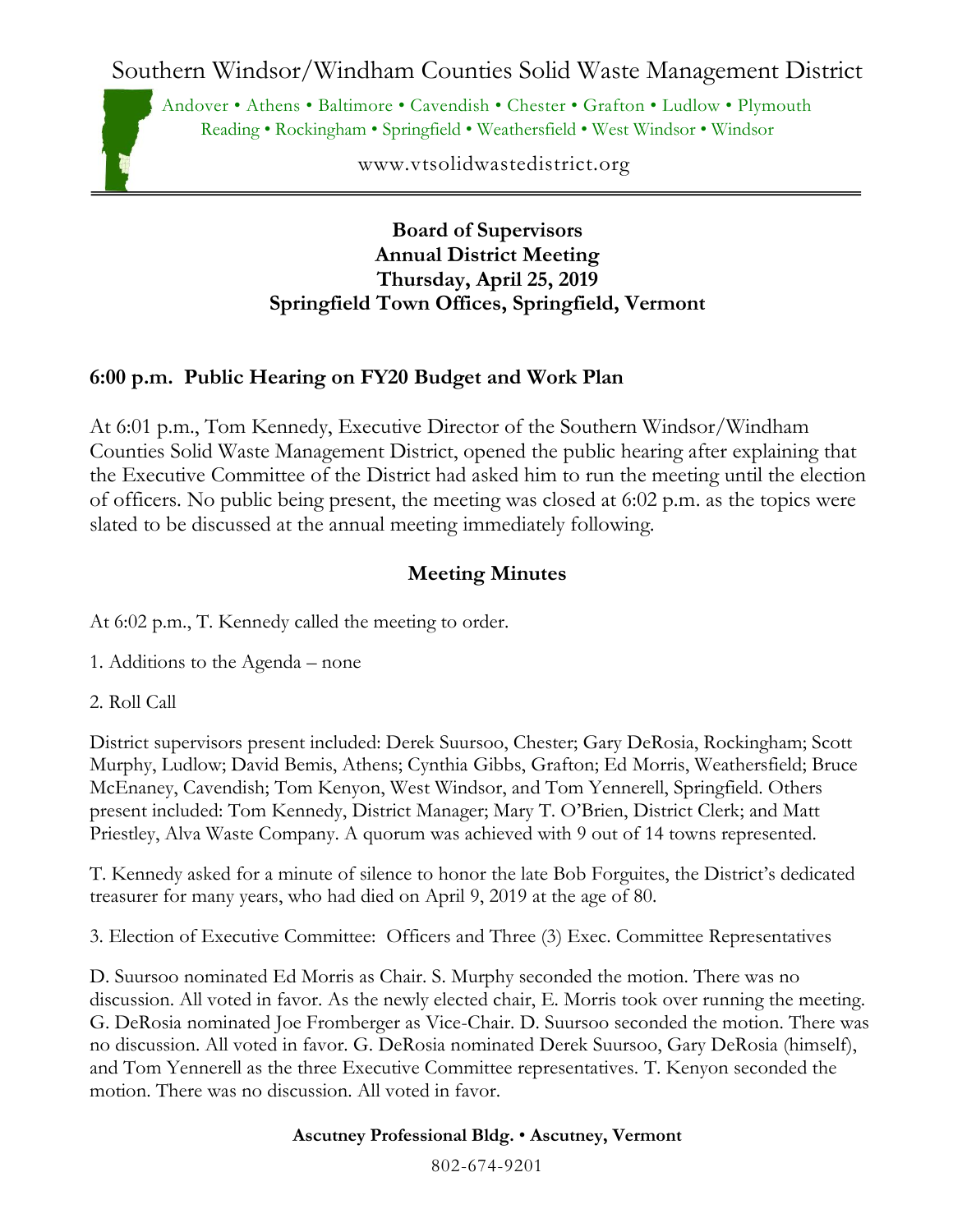# Southern Windsor/Windham Counties Solid Waste Management District

Andover • Athens • Baltimore • Cavendish • Chester • Grafton • Ludlow • Plymouth
Reading • Rockingham • Springfield • Weathersfield • West Windsor • Windsor

www.vtsolidwastedistrict.org

**Board of Supervisors**
**Annual District Meeting**
**Thursday, April 25, 2019**
**Springfield Town Offices, Springfield, Vermont**

## 6:00 p.m. Public Hearing on FY20 Budget and Work Plan

At 6:01 p.m., Tom Kennedy, Executive Director of the Southern Windsor/Windham Counties Solid Waste Management District, opened the public hearing after explaining that the Executive Committee of the District had asked him to run the meeting until the election of officers. No public being present, the meeting was closed at 6:02 p.m. as the topics were slated to be discussed at the annual meeting immediately following.

## Meeting Minutes

At 6:02 p.m., T. Kennedy called the meeting to order.

1. Additions to the Agenda – none

2. Roll Call

District supervisors present included: Derek Suursoo, Chester; Gary DeRosia, Rockingham; Scott Murphy, Ludlow; David Bemis, Athens; Cynthia Gibbs, Grafton; Ed Morris, Weathersfield; Bruce McEnaney, Cavendish; Tom Kenyon, West Windsor, and Tom Yennerell, Springfield. Others present included: Tom Kennedy, District Manager; Mary T. O'Brien, District Clerk; and Matt Priestley, Alva Waste Company. A quorum was achieved with 9 out of 14 towns represented.

T. Kennedy asked for a minute of silence to honor the late Bob Forguites, the District's dedicated treasurer for many years, who had died on April 9, 2019 at the age of 80.

3. Election of Executive Committee: Officers and Three (3) Exec. Committee Representatives

D. Suursoo nominated Ed Morris as Chair. S. Murphy seconded the motion. There was no discussion. All voted in favor. As the newly elected chair, E. Morris took over running the meeting. G. DeRosia nominated Joe Fromberger as Vice-Chair. D. Suursoo seconded the motion. There was no discussion. All voted in favor. G. DeRosia nominated Derek Suursoo, Gary DeRosia (himself), and Tom Yennerell as the three Executive Committee representatives. T. Kenyon seconded the motion. There was no discussion. All voted in favor.

**Ascutney Professional Bldg. • Ascutney, Vermont**

802-674-9201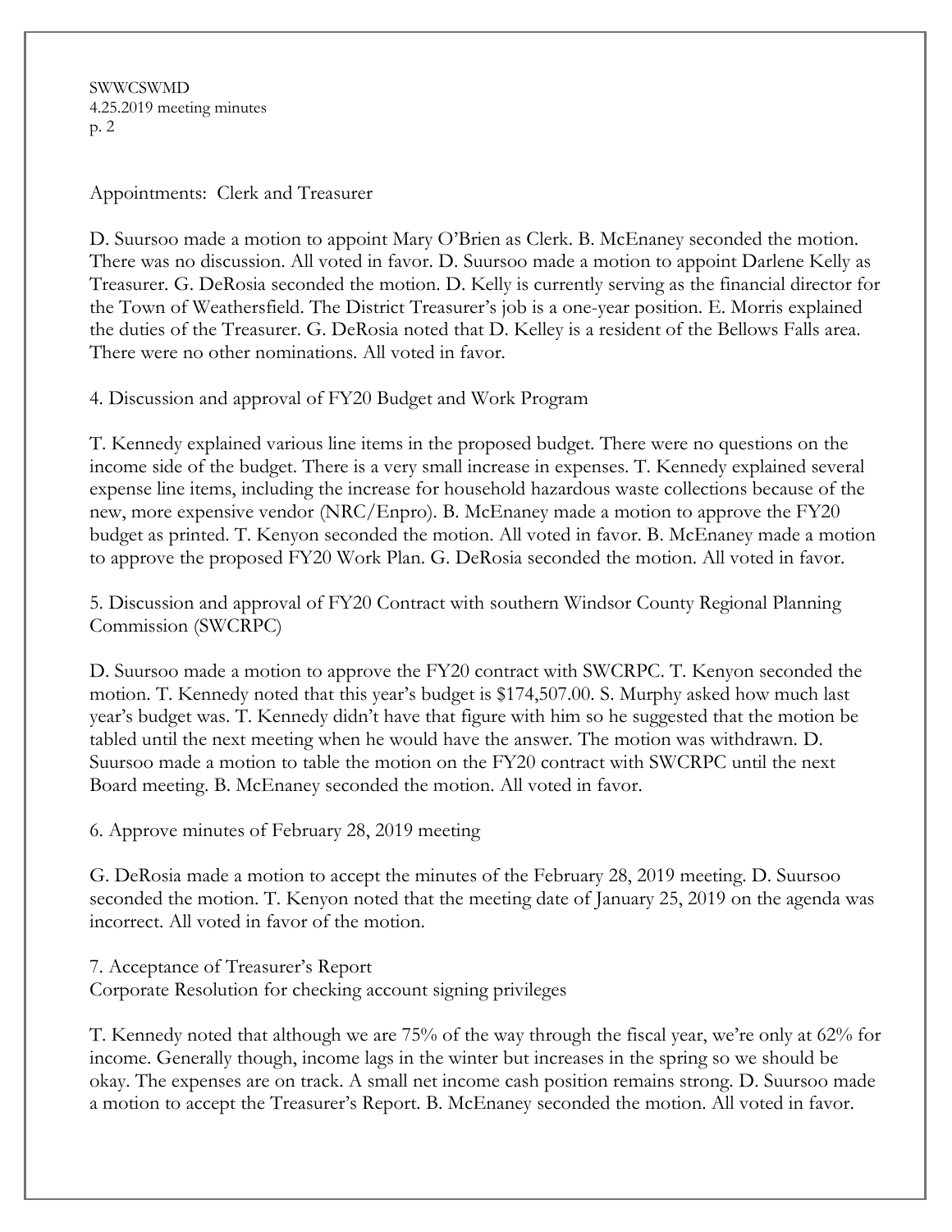Appointments: Clerk and Treasurer

D. Suursoo made a motion to appoint Mary O'Brien as Clerk. B. McEnaney seconded the motion. There was no discussion. All voted in favor. D. Suursoo made a motion to appoint Darlene Kelly as Treasurer. G. DeRosia seconded the motion. D. Kelly is currently serving as the financial director for the Town of Weathersfield. The District Treasurer's job is a one-year position. E. Morris explained the duties of the Treasurer. G. DeRosia noted that D. Kelley is a resident of the Bellows Falls area. There were no other nominations. All voted in favor.

4. Discussion and approval of FY20 Budget and Work Program

T. Kennedy explained various line items in the proposed budget. There were no questions on the income side of the budget. There is a very small increase in expenses. T. Kennedy explained several expense line items, including the increase for household hazardous waste collections because of the new, more expensive vendor (NRC/Enpro). B. McEnaney made a motion to approve the FY20 budget as printed. T. Kenyon seconded the motion. All voted in favor. B. McEnaney made a motion to approve the proposed FY20 Work Plan. G. DeRosia seconded the motion. All voted in favor.

5. Discussion and approval of FY20 Contract with southern Windsor County Regional Planning Commission (SWCRPC)

D. Suursoo made a motion to approve the FY20 contract with SWCRPC. T. Kenyon seconded the motion. T. Kennedy noted that this year's budget is $174,507.00. S. Murphy asked how much last year's budget was. T. Kennedy didn't have that figure with him so he suggested that the motion be tabled until the next meeting when he would have the answer. The motion was withdrawn. D. Suursoo made a motion to table the motion on the FY20 contract with SWCRPC until the next Board meeting. B. McEnaney seconded the motion. All voted in favor.

6. Approve minutes of February 28, 2019 meeting

G. DeRosia made a motion to accept the minutes of the February 28, 2019 meeting. D. Suursoo seconded the motion. T. Kenyon noted that the meeting date of January 25, 2019 on the agenda was incorrect. All voted in favor of the motion.

7. Acceptance of Treasurer's Report
Corporate Resolution for checking account signing privileges

T. Kennedy noted that although we are 75% of the way through the fiscal year, we're only at 62% for income. Generally though, income lags in the winter but increases in the spring so we should be okay. The expenses are on track. A small net income cash position remains strong. D. Suursoo made a motion to accept the Treasurer's Report. B. McEnaney seconded the motion. All voted in favor.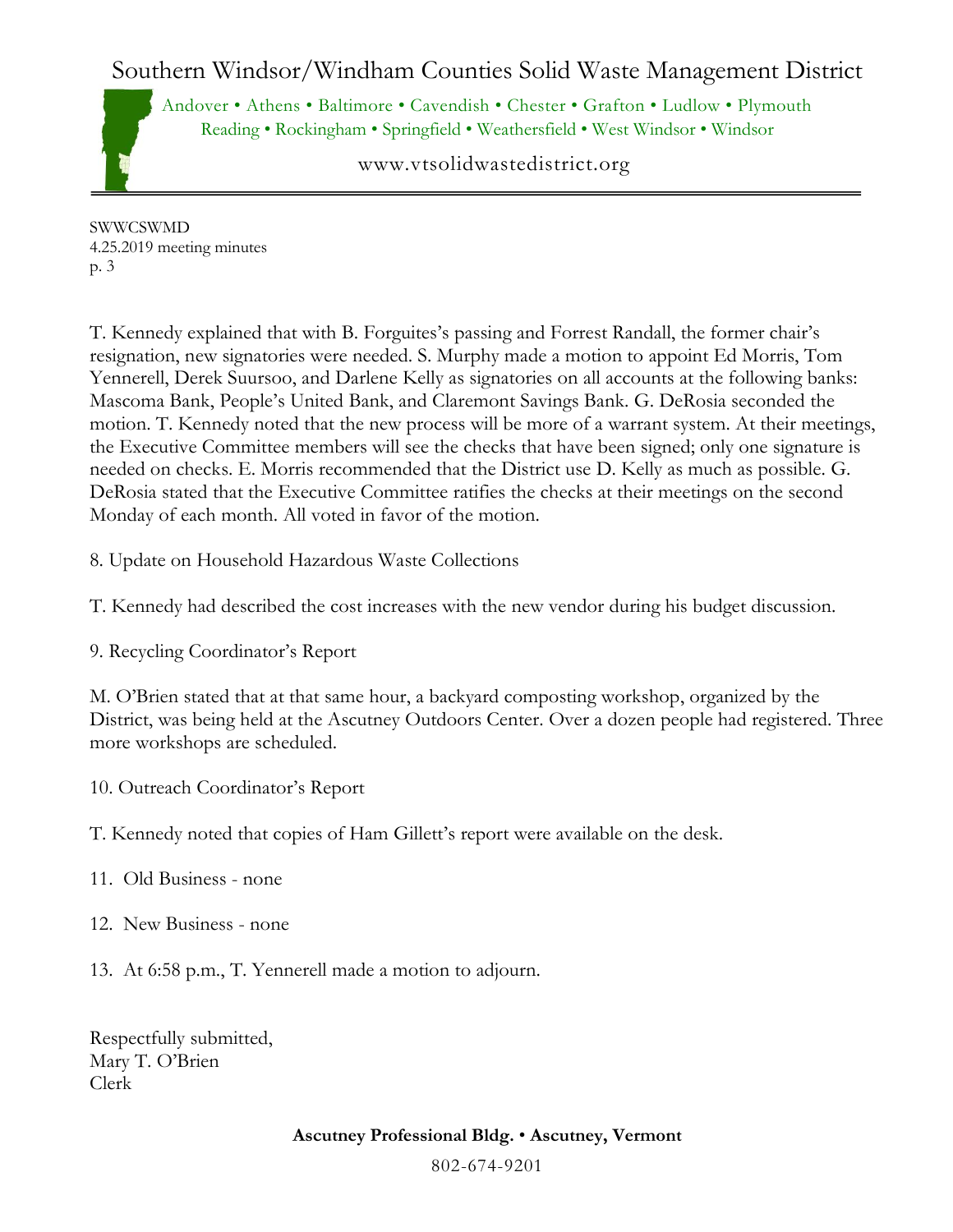T. Kennedy explained that with B. Forguites's passing and Forrest Randall, the former chair's resignation, new signatories were needed. S. Murphy made a motion to appoint Ed Morris, Tom Yennerell, Derek Suursoo, and Darlene Kelly as signatories on all accounts at the following banks: Mascoma Bank, People's United Bank, and Claremont Savings Bank. G. DeRosia seconded the motion. T. Kennedy noted that the new process will be more of a warrant system. At their meetings, the Executive Committee members will see the checks that have been signed; only one signature is needed on checks. E. Morris recommended that the District use D. Kelly as much as possible. G. DeRosia stated that the Executive Committee ratifies the checks at their meetings on the second Monday of each month. All voted in favor of the motion.

8. Update on Household Hazardous Waste Collections

T. Kennedy had described the cost increases with the new vendor during his budget discussion.

9. Recycling Coordinator's Report

M. O'Brien stated that at that same hour, a backyard composting workshop, organized by the District, was being held at the Ascutney Outdoors Center. Over a dozen people had registered. Three more workshops are scheduled.

10. Outreach Coordinator's Report

T. Kennedy noted that copies of Ham Gillett's report were available on the desk.

11. Old Business - none

12. New Business - none

13. At 6:58 p.m., T. Yennerell made a motion to adjourn.

Respectfully submitted,
Mary T. O'Brien
Clerk